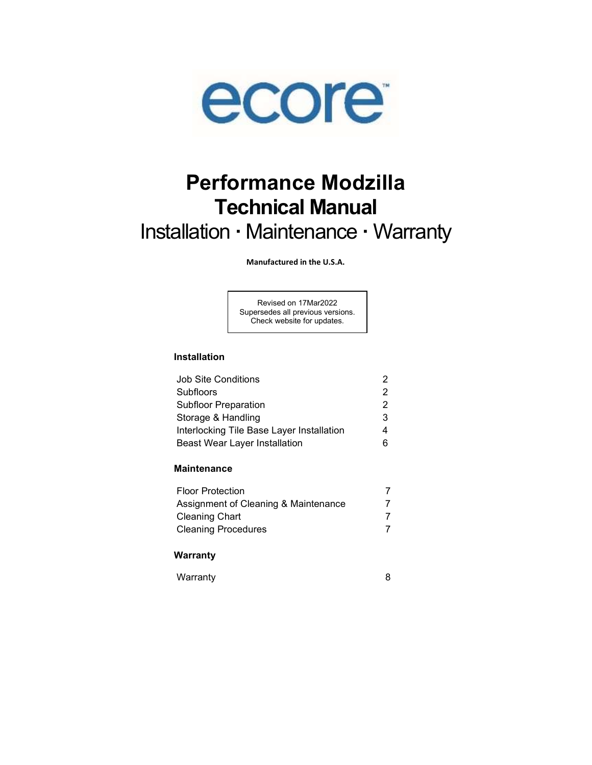ecore™

# Performance Modzilla
# Technical Manual

## Installation · Maintenance · Warranty

**Manufactured in the U.S.A.**

Revised on 17Mar2022
Supersedes all previous versions.
Check website for updates.

### Installation

| | |
|---|---|
| Job Site Conditions | 2 |
| Subfloors | 2 |
| Subfloor Preparation | 2 |
| Storage & Handling | 3 |
| Interlocking Tile Base Layer Installation | 4 |
| Beast Wear Layer Installation | 6 |

### Maintenance

| | |
|---|---|
| Floor Protection | 7 |
| Assignment of Cleaning & Maintenance | 7 |
| Cleaning Chart | 7 |
| Cleaning Procedures | 7 |

### Warranty

| | |
|---|---|
| Warranty | 8 |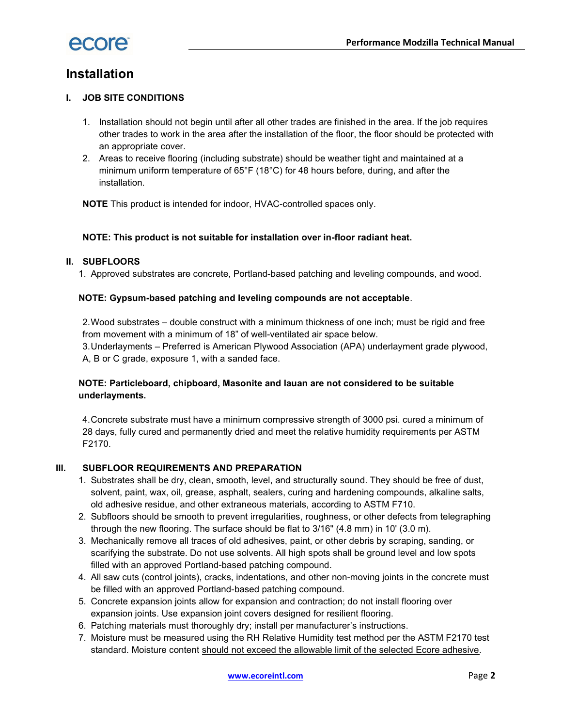# Installation

## I. JOB SITE CONDITIONS

1. Installation should not begin until after all other trades are finished in the area. If the job requires other trades to work in the area after the installation of the floor, the floor should be protected with an appropriate cover.
2. Areas to receive flooring (including substrate) should be weather tight and maintained at a minimum uniform temperature of 65°F (18°C) for 48 hours before, during, and after the installation.

**NOTE** This product is intended for indoor, HVAC-controlled spaces only.

**NOTE: This product is not suitable for installation over in-floor radiant heat.**

## II. SUBFLOORS

1. Approved substrates are concrete, Portland-based patching and leveling compounds, and wood.

**NOTE: Gypsum-based patching and leveling compounds are not acceptable**.

2. Wood substrates – double construct with a minimum thickness of one inch; must be rigid and free from movement with a minimum of 18" of well-ventilated air space below.
3. Underlayments – Preferred is American Plywood Association (APA) underlayment grade plywood, A, B or C grade, exposure 1, with a sanded face.

**NOTE: Particleboard, chipboard, Masonite and lauan are not considered to be suitable underlayments.**

4. Concrete substrate must have a minimum compressive strength of 3000 psi. cured a minimum of 28 days, fully cured and permanently dried and meet the relative humidity requirements per ASTM F2170.

## III. SUBFLOOR REQUIREMENTS AND PREPARATION

1. Substrates shall be dry, clean, smooth, level, and structurally sound. They should be free of dust, solvent, paint, wax, oil, grease, asphalt, sealers, curing and hardening compounds, alkaline salts, old adhesive residue, and other extraneous materials, according to ASTM F710.
2. Subfloors should be smooth to prevent irregularities, roughness, or other defects from telegraphing through the new flooring. The surface should be flat to 3/16" (4.8 mm) in 10' (3.0 m).
3. Mechanically remove all traces of old adhesives, paint, or other debris by scraping, sanding, or scarifying the substrate. Do not use solvents. All high spots shall be ground level and low spots filled with an approved Portland-based patching compound.
4. All saw cuts (control joints), cracks, indentations, and other non-moving joints in the concrete must be filled with an approved Portland-based patching compound.
5. Concrete expansion joints allow for expansion and contraction; do not install flooring over expansion joints. Use expansion joint covers designed for resilient flooring.
6. Patching materials must thoroughly dry; install per manufacturer's instructions.
7. Moisture must be measured using the RH Relative Humidity test method per the ASTM F2170 test standard. Moisture content should not exceed the allowable limit of the selected Ecore adhesive.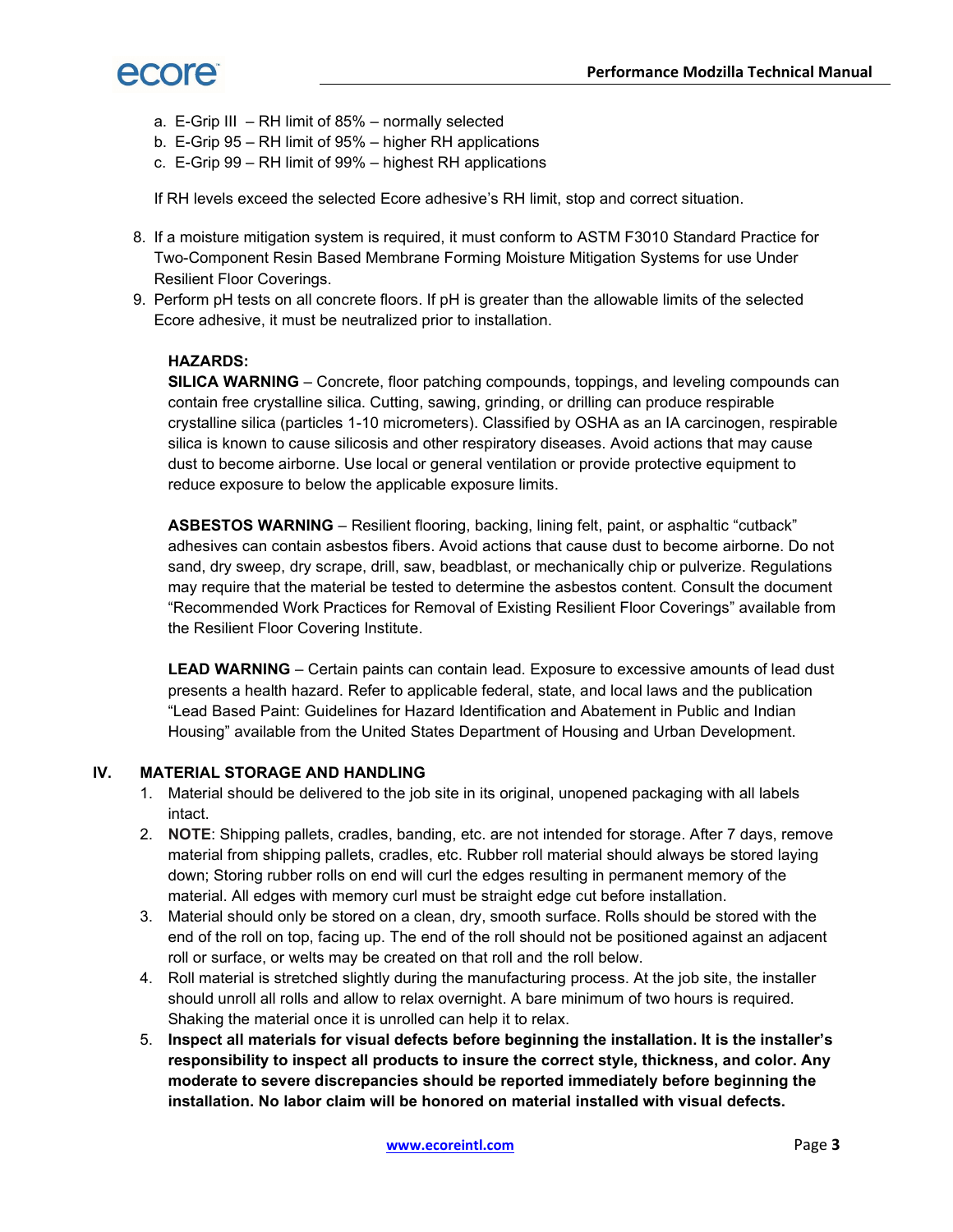a. E-Grip III – RH limit of 85% – normally selected
   b. E-Grip 95 – RH limit of 95% – higher RH applications
   c. E-Grip 99 – RH limit of 99% – highest RH applications

   If RH levels exceed the selected Ecore adhesive's RH limit, stop and correct situation.

8. If a moisture mitigation system is required, it must conform to ASTM F3010 Standard Practice for Two-Component Resin Based Membrane Forming Moisture Mitigation Systems for use Under Resilient Floor Coverings.
9. Perform pH tests on all concrete floors. If pH is greater than the allowable limits of the selected Ecore adhesive, it must be neutralized prior to installation.

**HAZARDS:**

**SILICA WARNING** – Concrete, floor patching compounds, toppings, and leveling compounds can contain free crystalline silica. Cutting, sawing, grinding, or drilling can produce respirable crystalline silica (particles 1-10 micrometers). Classified by OSHA as an IA carcinogen, respirable silica is known to cause silicosis and other respiratory diseases. Avoid actions that may cause dust to become airborne. Use local or general ventilation or provide protective equipment to reduce exposure to below the applicable exposure limits.

**ASBESTOS WARNING** – Resilient flooring, backing, lining felt, paint, or asphaltic "cutback" adhesives can contain asbestos fibers. Avoid actions that cause dust to become airborne. Do not sand, dry sweep, dry scrape, drill, saw, beadblast, or mechanically chip or pulverize. Regulations may require that the material be tested to determine the asbestos content. Consult the document "Recommended Work Practices for Removal of Existing Resilient Floor Coverings" available from the Resilient Floor Covering Institute.

**LEAD WARNING** – Certain paints can contain lead. Exposure to excessive amounts of lead dust presents a health hazard. Refer to applicable federal, state, and local laws and the publication "Lead Based Paint: Guidelines for Hazard Identification and Abatement in Public and Indian Housing" available from the United States Department of Housing and Urban Development.

## IV. MATERIAL STORAGE AND HANDLING

1. Material should be delivered to the job site in its original, unopened packaging with all labels intact.
2. **NOTE**: Shipping pallets, cradles, banding, etc. are not intended for storage. After 7 days, remove material from shipping pallets, cradles, etc. Rubber roll material should always be stored laying down; Storing rubber rolls on end will curl the edges resulting in permanent memory of the material. All edges with memory curl must be straight edge cut before installation.
3. Material should only be stored on a clean, dry, smooth surface. Rolls should be stored with the end of the roll on top, facing up. The end of the roll should not be positioned against an adjacent roll or surface, or welts may be created on that roll and the roll below.
4. Roll material is stretched slightly during the manufacturing process. At the job site, the installer should unroll all rolls and allow to relax overnight. A bare minimum of two hours is required. Shaking the material once it is unrolled can help it to relax.
5. **Inspect all materials for visual defects before beginning the installation. It is the installer's responsibility to inspect all products to insure the correct style, thickness, and color. Any moderate to severe discrepancies should be reported immediately before beginning the installation. No labor claim will be honored on material installed with visual defects.**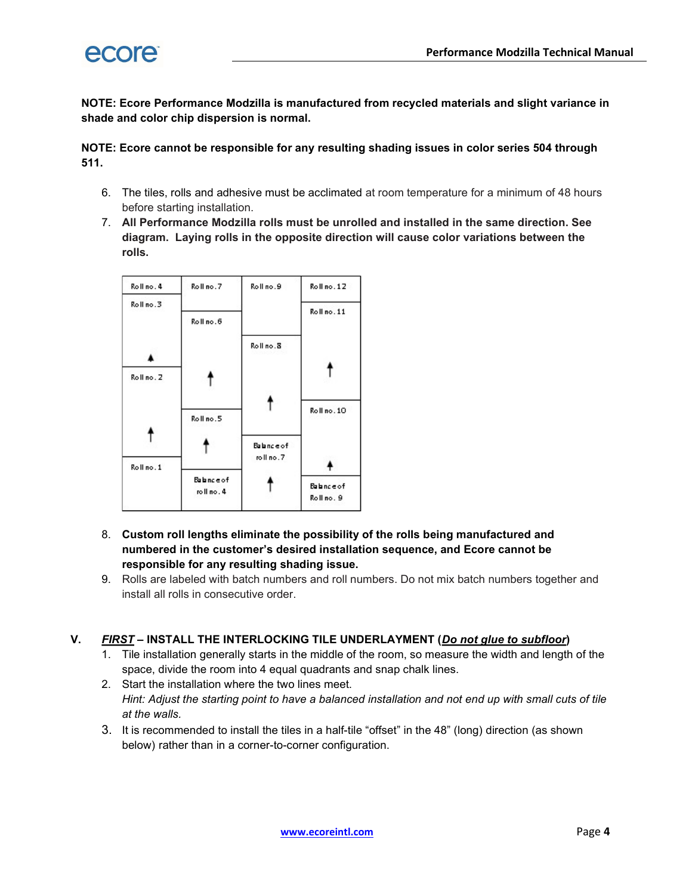**NOTE: Ecore Performance Modzilla is manufactured from recycled materials and slight variance in shade and color chip dispersion is normal.**

**NOTE: Ecore cannot be responsible for any resulting shading issues in color series 504 through 511.**

6. The tiles, rolls and adhesive must be acclimated at room temperature for a minimum of 48 hours before starting installation.
7. **All Performance Modzilla rolls must be unrolled and installed in the same direction. See diagram. Laying rolls in the opposite direction will cause color variations between the rolls.**

| Roll no. 4 | Roll no. 7 | Roll no. 9 | Roll no. 12 |
|---|---|---|---|
| Roll no. 3 | Roll no. 6 | Roll no. 8 | Roll no. 11 |
| Roll no. 2 | Roll no. 5 | Balance of roll no. 7 | Roll no. 10 |
| Roll no. 1 | Balance of roll no. 4 | | Balance of Roll no. 9 |

8. **Custom roll lengths eliminate the possibility of the rolls being manufactured and numbered in the customer's desired installation sequence, and Ecore cannot be responsible for any resulting shading issue.**
9. Rolls are labeled with batch numbers and roll numbers. Do not mix batch numbers together and install all rolls in consecutive order.

## V. ***FIRST*** – INSTALL THE INTERLOCKING TILE UNDERLAYMENT (***Do not glue to subfloor***)

1. Tile installation generally starts in the middle of the room, so measure the width and length of the space, divide the room into 4 equal quadrants and snap chalk lines.
2. Start the installation where the two lines meet.
   *Hint: Adjust the starting point to have a balanced installation and not end up with small cuts of tile at the walls.*
3. It is recommended to install the tiles in a half-tile "offset" in the 48" (long) direction (as shown below) rather than in a corner-to-corner configuration.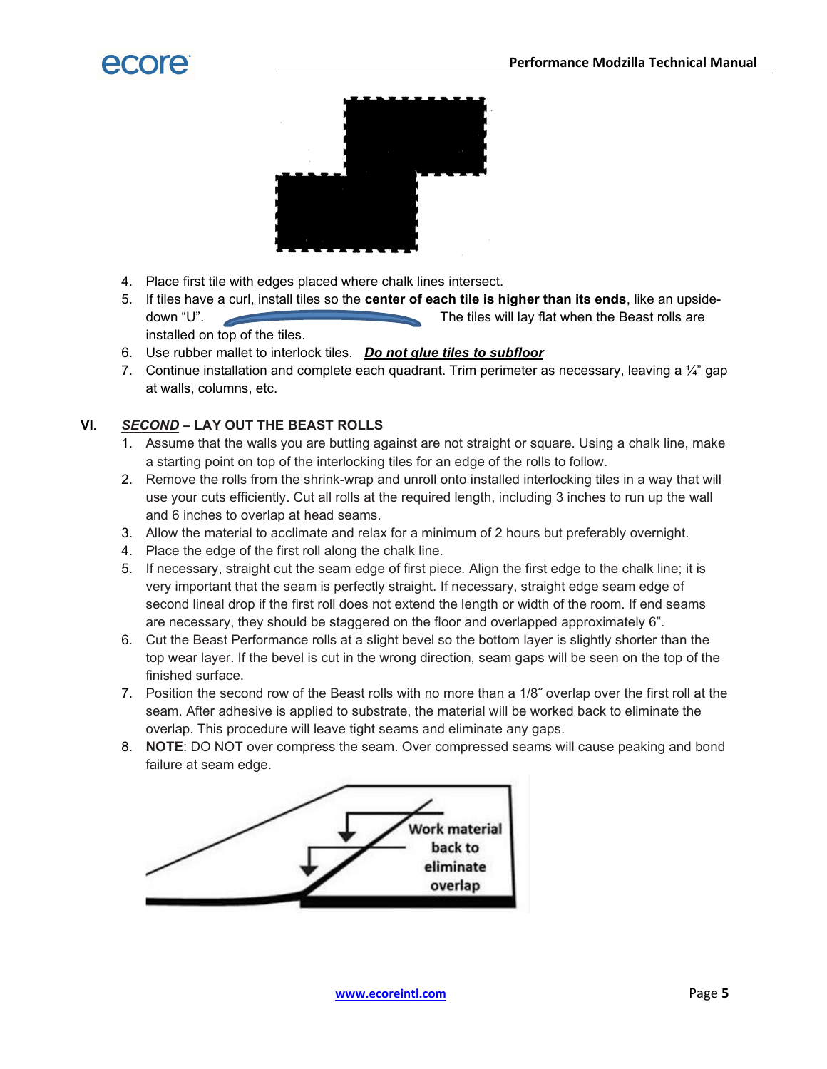4. Place first tile with edges placed where chalk lines intersect.
5. If tiles have a curl, install tiles so the **center of each tile is higher than its ends**, like an upside-down "U". The tiles will lay flat when the Beast rolls are installed on top of the tiles.
6. Use rubber mallet to interlock tiles. ***Do not glue tiles to subfloor***
7. Continue installation and complete each quadrant. Trim perimeter as necessary, leaving a ¼" gap at walls, columns, etc.

## VI. *SECOND* – LAY OUT THE BEAST ROLLS

1. Assume that the walls you are butting against are not straight or square. Using a chalk line, make a starting point on top of the interlocking tiles for an edge of the rolls to follow.
2. Remove the rolls from the shrink-wrap and unroll onto installed interlocking tiles in a way that will use your cuts efficiently. Cut all rolls at the required length, including 3 inches to run up the wall and 6 inches to overlap at head seams.
3. Allow the material to acclimate and relax for a minimum of 2 hours but preferably overnight.
4. Place the edge of the first roll along the chalk line.
5. If necessary, straight cut the seam edge of first piece. Align the first edge to the chalk line; it is very important that the seam is perfectly straight. If necessary, straight edge seam edge of second lineal drop if the first roll does not extend the length or width of the room. If end seams are necessary, they should be staggered on the floor and overlapped approximately 6".
6. Cut the Beast Performance rolls at a slight bevel so the bottom layer is slightly shorter than the top wear layer. If the bevel is cut in the wrong direction, seam gaps will be seen on the top of the finished surface.
7. Position the second row of the Beast rolls with no more than a 1/8˝ overlap over the first roll at the seam. After adhesive is applied to substrate, the material will be worked back to eliminate the overlap. This procedure will leave tight seams and eliminate any gaps.
8. **NOTE**: DO NOT over compress the seam. Over compressed seams will cause peaking and bond failure at seam edge.

Work material back to eliminate overlap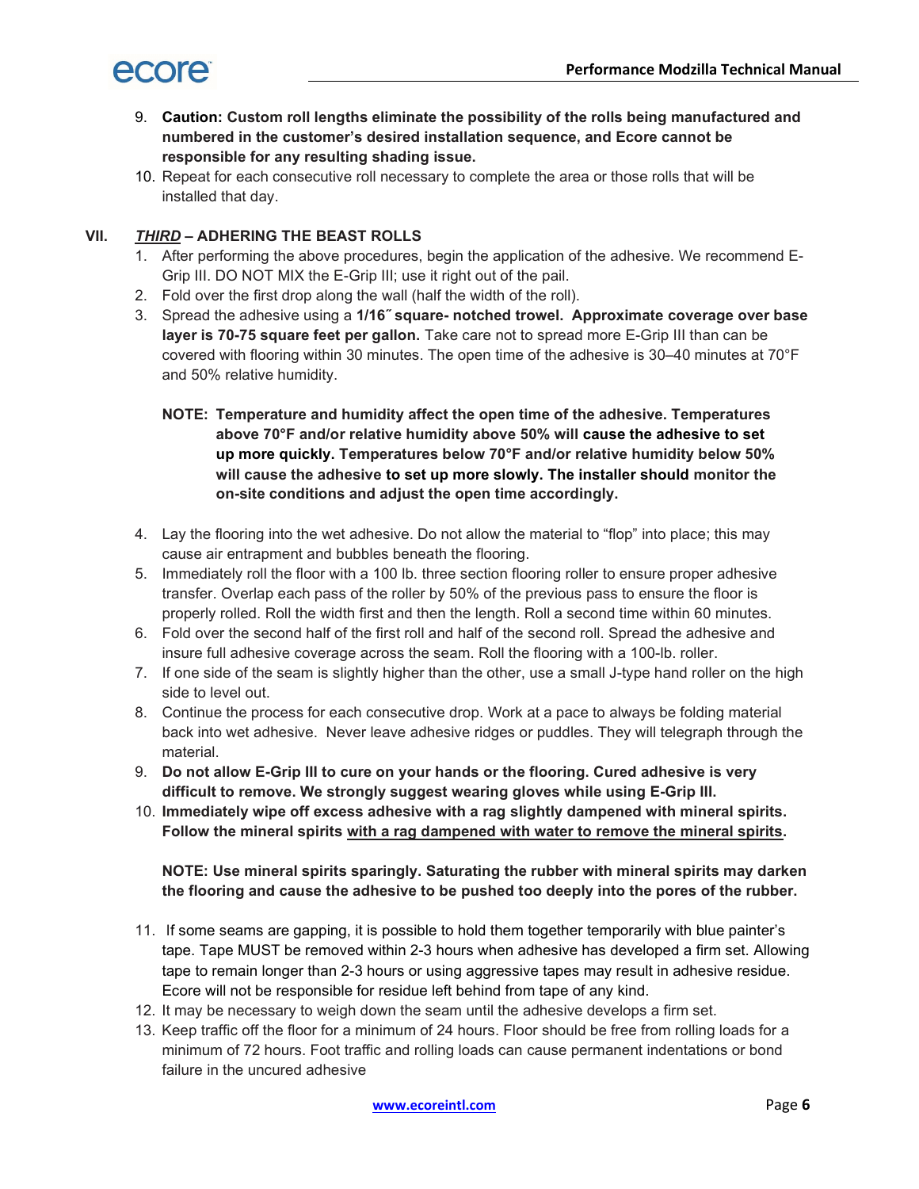9. **Caution: Custom roll lengths eliminate the possibility of the rolls being manufactured and numbered in the customer's desired installation sequence, and Ecore cannot be responsible for any resulting shading issue.**
10. Repeat for each consecutive roll necessary to complete the area or those rolls that will be installed that day.

## VII. ***THIRD*** – ADHERING THE BEAST ROLLS

1. After performing the above procedures, begin the application of the adhesive. We recommend E-Grip III. DO NOT MIX the E-Grip III; use it right out of the pail.
2. Fold over the first drop along the wall (half the width of the roll).
3. Spread the adhesive using a **1/16˝ square- notched trowel. Approximate coverage over base layer is 70-75 square feet per gallon.** Take care not to spread more E-Grip III than can be covered with flooring within 30 minutes. The open time of the adhesive is 30–40 minutes at 70°F and 50% relative humidity.

   **NOTE: Temperature and humidity affect the open time of the adhesive. Temperatures above 70°F and/or relative humidity above 50% will cause the adhesive to set up more quickly. Temperatures below 70°F and/or relative humidity below 50% will cause the adhesive to set up more slowly. The installer should monitor the on-site conditions and adjust the open time accordingly.**

4. Lay the flooring into the wet adhesive. Do not allow the material to "flop" into place; this may cause air entrapment and bubbles beneath the flooring.
5. Immediately roll the floor with a 100 lb. three section flooring roller to ensure proper adhesive transfer. Overlap each pass of the roller by 50% of the previous pass to ensure the floor is properly rolled. Roll the width first and then the length. Roll a second time within 60 minutes.
6. Fold over the second half of the first roll and half of the second roll. Spread the adhesive and insure full adhesive coverage across the seam. Roll the flooring with a 100-lb. roller.
7. If one side of the seam is slightly higher than the other, use a small J-type hand roller on the high side to level out.
8. Continue the process for each consecutive drop. Work at a pace to always be folding material back into wet adhesive. Never leave adhesive ridges or puddles. They will telegraph through the material.
9. **Do not allow E-Grip III to cure on your hands or the flooring. Cured adhesive is very difficult to remove. We strongly suggest wearing gloves while using E-Grip III.**
10. **Immediately wipe off excess adhesive with a rag slightly dampened with mineral spirits. Follow the mineral spirits <u>with a rag dampened with water to remove the mineral spirits</u>.**

    **NOTE: Use mineral spirits sparingly. Saturating the rubber with mineral spirits may darken the flooring and cause the adhesive to be pushed too deeply into the pores of the rubber.**

11. If some seams are gapping, it is possible to hold them together temporarily with blue painter's tape. Tape MUST be removed within 2-3 hours when adhesive has developed a firm set. Allowing tape to remain longer than 2-3 hours or using aggressive tapes may result in adhesive residue. Ecore will not be responsible for residue left behind from tape of any kind.
12. It may be necessary to weigh down the seam until the adhesive develops a firm set.
13. Keep traffic off the floor for a minimum of 24 hours. Floor should be free from rolling loads for a minimum of 72 hours. Foot traffic and rolling loads can cause permanent indentations or bond failure in the uncured adhesive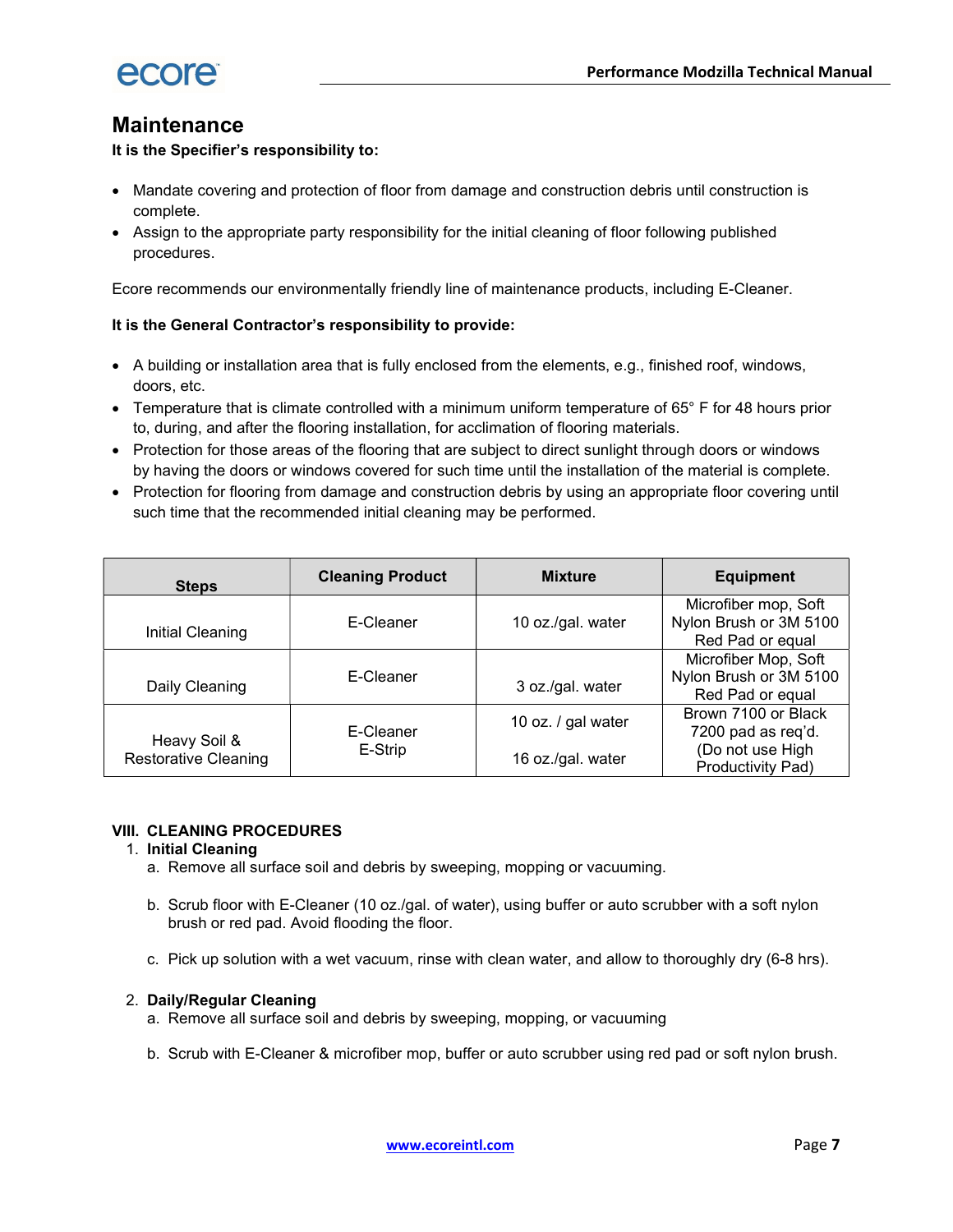## Maintenance

**It is the Specifier's responsibility to:**

- Mandate covering and protection of floor from damage and construction debris until construction is complete.
- Assign to the appropriate party responsibility for the initial cleaning of floor following published procedures.

Ecore recommends our environmentally friendly line of maintenance products, including E-Cleaner.

**It is the General Contractor's responsibility to provide:**

- A building or installation area that is fully enclosed from the elements, e.g., finished roof, windows, doors, etc.
- Temperature that is climate controlled with a minimum uniform temperature of 65° F for 48 hours prior to, during, and after the flooring installation, for acclimation of flooring materials.
- Protection for those areas of the flooring that are subject to direct sunlight through doors or windows by having the doors or windows covered for such time until the installation of the material is complete.
- Protection for flooring from damage and construction debris by using an appropriate floor covering until such time that the recommended initial cleaning may be performed.

| Steps | Cleaning Product | Mixture | Equipment |
|---|---|---|---|
| Initial Cleaning | E-Cleaner | 10 oz./gal. water | Microfiber mop, Soft Nylon Brush or 3M 5100 Red Pad or equal |
| Daily Cleaning | E-Cleaner | 3 oz./gal. water | Microfiber Mop, Soft Nylon Brush or 3M 5100 Red Pad or equal |
| Heavy Soil & Restorative Cleaning | E-Cleaner<br>E-Strip | 10 oz. / gal water<br>16 oz./gal. water | Brown 7100 or Black 7200 pad as req'd. (Do not use High Productivity Pad) |

### VIII. CLEANING PROCEDURES

1. **Initial Cleaning**
   a. Remove all surface soil and debris by sweeping, mopping or vacuuming.

   b. Scrub floor with E-Cleaner (10 oz./gal. of water), using buffer or auto scrubber with a soft nylon brush or red pad. Avoid flooding the floor.

   c. Pick up solution with a wet vacuum, rinse with clean water, and allow to thoroughly dry (6-8 hrs).

2. **Daily/Regular Cleaning**
   a. Remove all surface soil and debris by sweeping, mopping, or vacuuming

   b. Scrub with E-Cleaner & microfiber mop, buffer or auto scrubber using red pad or soft nylon brush.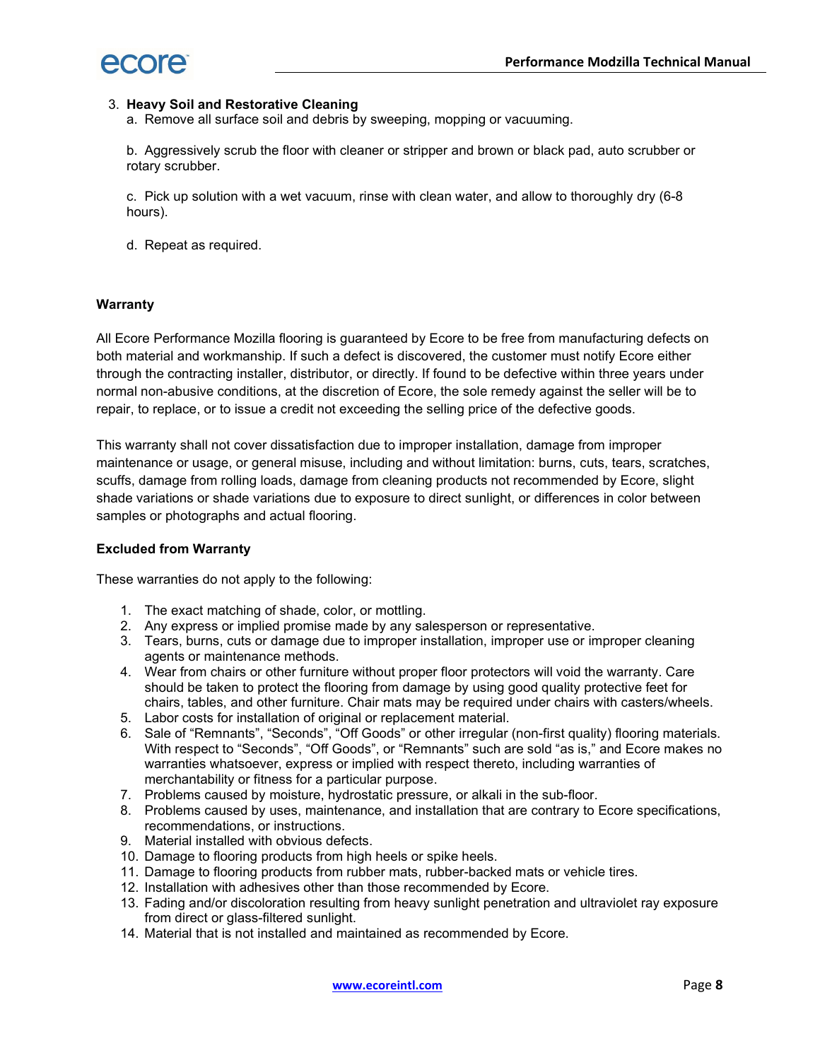3. **Heavy Soil and Restorative Cleaning**
   a. Remove all surface soil and debris by sweeping, mopping or vacuuming.

   b. Aggressively scrub the floor with cleaner or stripper and brown or black pad, auto scrubber or rotary scrubber.

   c. Pick up solution with a wet vacuum, rinse with clean water, and allow to thoroughly dry (6-8 hours).

   d. Repeat as required.

**Warranty**

All Ecore Performance Mozilla flooring is guaranteed by Ecore to be free from manufacturing defects on both material and workmanship. If such a defect is discovered, the customer must notify Ecore either through the contracting installer, distributor, or directly. If found to be defective within three years under normal non-abusive conditions, at the discretion of Ecore, the sole remedy against the seller will be to repair, to replace, or to issue a credit not exceeding the selling price of the defective goods.

This warranty shall not cover dissatisfaction due to improper installation, damage from improper maintenance or usage, or general misuse, including and without limitation: burns, cuts, tears, scratches, scuffs, damage from rolling loads, damage from cleaning products not recommended by Ecore, slight shade variations or shade variations due to exposure to direct sunlight, or differences in color between samples or photographs and actual flooring.

**Excluded from Warranty**

These warranties do not apply to the following:

1. The exact matching of shade, color, or mottling.
2. Any express or implied promise made by any salesperson or representative.
3. Tears, burns, cuts or damage due to improper installation, improper use or improper cleaning agents or maintenance methods.
4. Wear from chairs or other furniture without proper floor protectors will void the warranty. Care should be taken to protect the flooring from damage by using good quality protective feet for chairs, tables, and other furniture. Chair mats may be required under chairs with casters/wheels.
5. Labor costs for installation of original or replacement material.
6. Sale of “Remnants”, “Seconds”, “Off Goods” or other irregular (non-first quality) flooring materials. With respect to “Seconds”, “Off Goods”, or “Remnants” such are sold “as is,” and Ecore makes no warranties whatsoever, express or implied with respect thereto, including warranties of merchantability or fitness for a particular purpose.
7. Problems caused by moisture, hydrostatic pressure, or alkali in the sub-floor.
8. Problems caused by uses, maintenance, and installation that are contrary to Ecore specifications, recommendations, or instructions.
9. Material installed with obvious defects.
10. Damage to flooring products from high heels or spike heels.
11. Damage to flooring products from rubber mats, rubber-backed mats or vehicle tires.
12. Installation with adhesives other than those recommended by Ecore.
13. Fading and/or discoloration resulting from heavy sunlight penetration and ultraviolet ray exposure from direct or glass-filtered sunlight.
14. Material that is not installed and maintained as recommended by Ecore.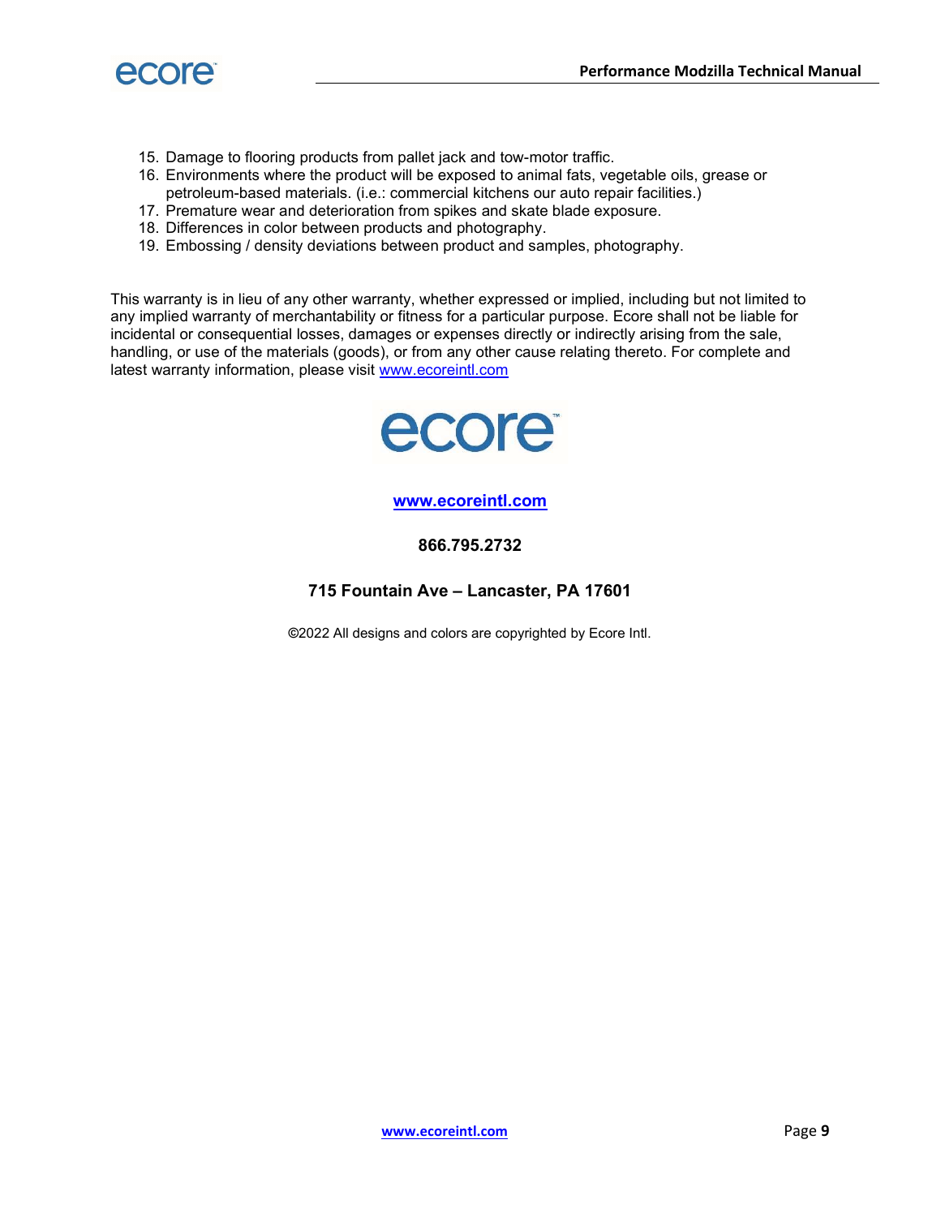15. Damage to flooring products from pallet jack and tow-motor traffic.
16. Environments where the product will be exposed to animal fats, vegetable oils, grease or petroleum-based materials. (i.e.: commercial kitchens our auto repair facilities.)
17. Premature wear and deterioration from spikes and skate blade exposure.
18. Differences in color between products and photography.
19. Embossing / density deviations between product and samples, photography.

This warranty is in lieu of any other warranty, whether expressed or implied, including but not limited to any implied warranty of merchantability or fitness for a particular purpose. Ecore shall not be liable for incidental or consequential losses, damages or expenses directly or indirectly arising from the sale, handling, or use of the materials (goods), or from any other cause relating thereto. For complete and latest warranty information, please visit www.ecoreintl.com

**www.ecoreintl.com**

**866.795.2732**

**715 Fountain Ave – Lancaster, PA 17601**

©2022 All designs and colors are copyrighted by Ecore Intl.